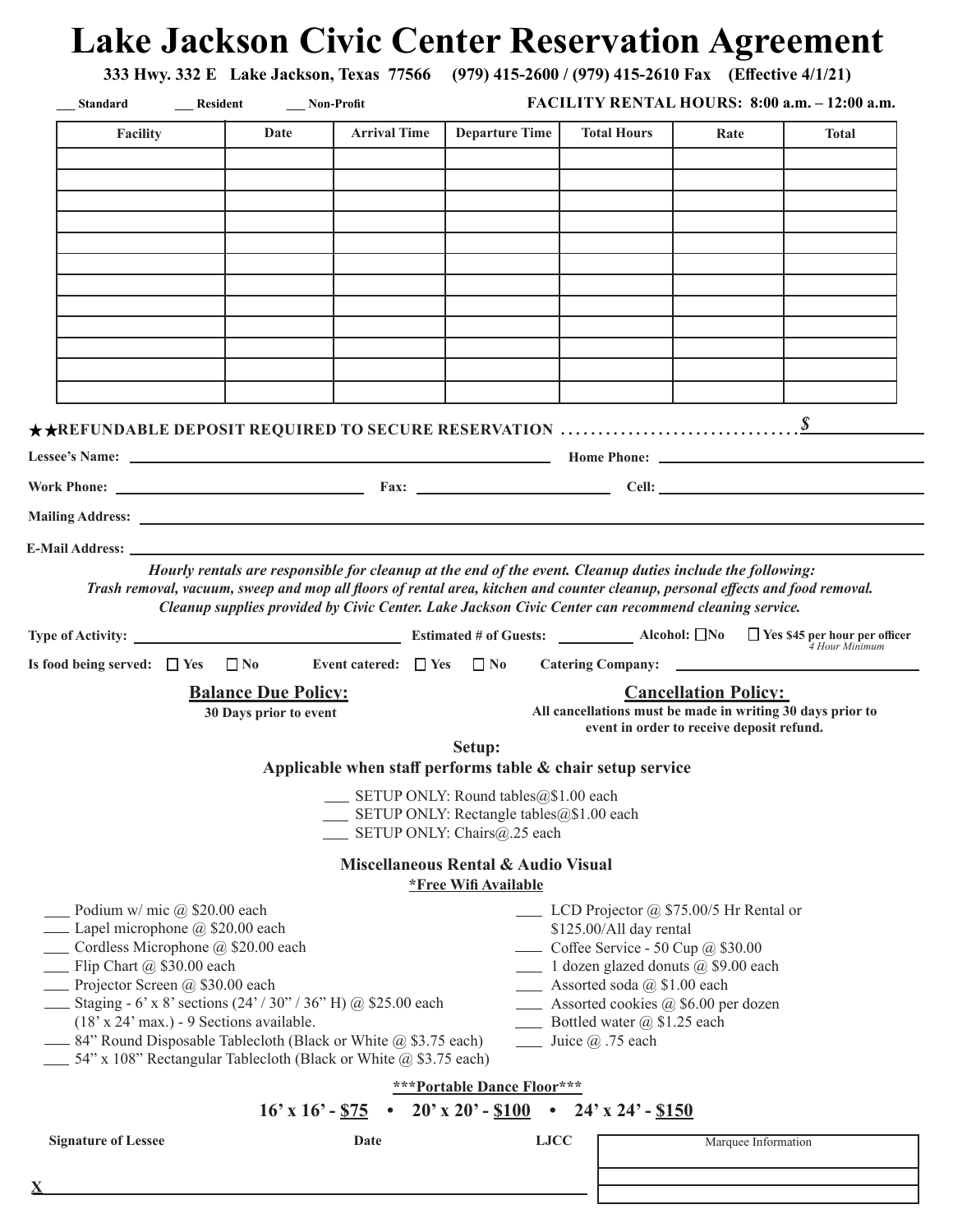# Lake Jackson Civic Center Reservation Agreement

**333 Hwy. 332 E Lake Jackson, Texas 77566 (979) 415-2600 / (979) 415-2610 Fax (Effective 4/1/21)**

___ Standard ___ Resident ___ Non-Profit **FACILITY RENTAL HOURS: 8:00 a.m. – 12:00 a.m.**

| Facility | Date | Arrival Time | Departure Time | Total Hours | Rate | Total |
|---|---|---|---|---|---|---|
| | | | | | | |
| | | | | | | |
| | | | | | | |
| | | | | | | |
| | | | | | | |
| | | | | | | |
| | | | | | | |
| | | | | | | |
| | | | | | | |
| | | | | | | |
| | | | | | | |
| | | | | | | |

★★**REFUNDABLE DEPOSIT REQUIRED TO SECURE RESERVATION** ................................ **$** ______________

**Lessee's Name:** ______________________ **Home Phone:** ______________________

**Work Phone:** ______________________ **Fax:** ______________________ **Cell:** ______________________

**Mailing Address:** ______________________

**E-Mail Address:** ______________________

***Hourly rentals are responsible for cleanup at the end of the event. Cleanup duties include the following: Trash removal, vacuum, sweep and mop all floors of rental area, kitchen and counter cleanup, personal effects and food removal. Cleanup supplies provided by Civic Center. Lake Jackson Civic Center can recommend cleaning service.***

**Type of Activity:** ______________________ **Estimated # of Guests:** __________ **Alcohol:** ☐ **No** ☐ **Yes $45 per hour per officer** *4 Hour Minimum*

**Is food being served:** ☐ **Yes** ☐ **No** **Event catered:** ☐ **Yes** ☐ **No** **Catering Company:** ______________________

**Balance Due Policy:**
**30 Days prior to event**

**Cancellation Policy:**
**All cancellations must be made in writing 30 days prior to event in order to receive deposit refund.**

**Setup:**
**Applicable when staff performs table & chair setup service**

___ SETUP ONLY: Round tables@$1.00 each
___ SETUP ONLY: Rectangle tables@$1.00 each
___ SETUP ONLY: Chairs@.25 each

**Miscellaneous Rental & Audio Visual**
**\*Free Wifi Available**

___ Podium w/ mic @ $20.00 each
___ Lapel microphone @ $20.00 each
___ Cordless Microphone @ $20.00 each
___ Flip Chart @ $30.00 each
___ Projector Screen @ $30.00 each
___ Staging - 6' x 8' sections (24' / 30" / 36" H) @ $25.00 each (18' x 24' max.) - 9 Sections available.
___ 84" Round Disposable Tablecloth (Black or White @ $3.75 each)
___ 54" x 108" Rectangular Tablecloth (Black or White @ $3.75 each)

___ LCD Projector @ $75.00/5 Hr Rental or $125.00/All day rental
___ Coffee Service - 50 Cup @ $30.00
___ 1 dozen glazed donuts @ $9.00 each
___ Assorted soda @ $1.00 each
___ Assorted cookies @ $6.00 per dozen
___ Bottled water @ $1.25 each
___ Juice @ .75 each

**\*\*\*Portable Dance Floor\*\*\***

**16' x 16' - $75 • 20' x 20' - $100 • 24' x 24' - $150**

**Signature of Lessee** **Date** **LJCC**

**X** ______________________

| Marquee Information |
|---|
| |
| |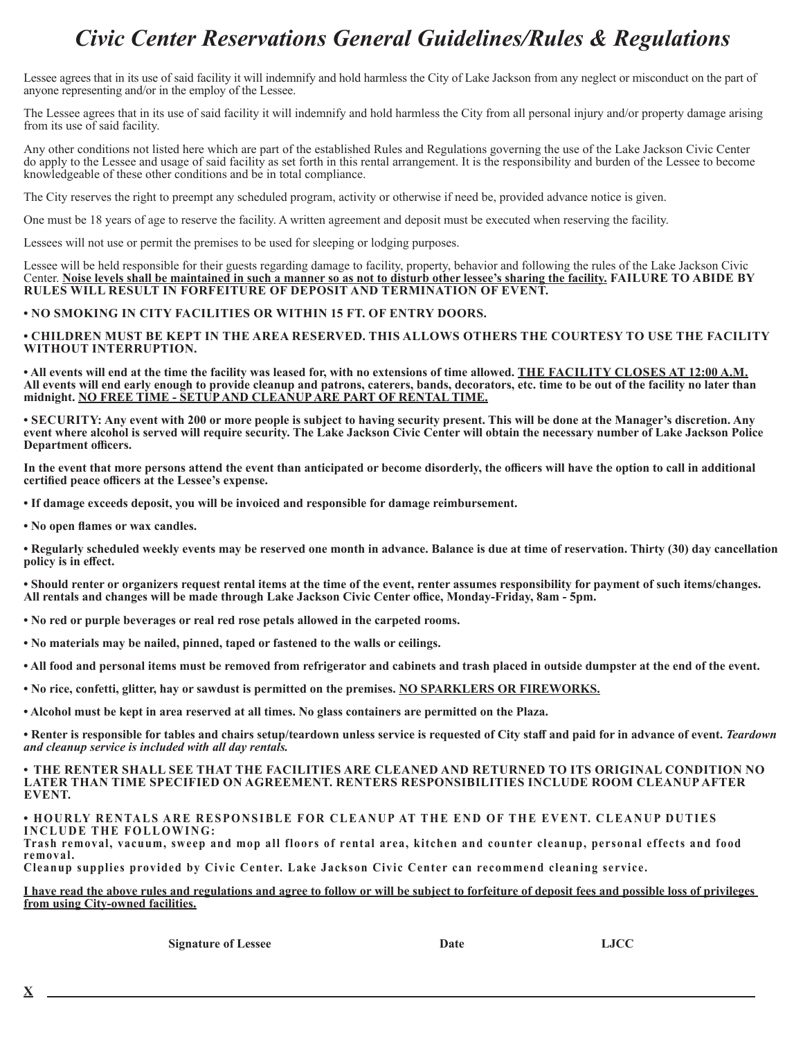# *Civic Center Reservations General Guidelines/Rules & Regulations*

Lessee agrees that in its use of said facility it will indemnify and hold harmless the City of Lake Jackson from any neglect or misconduct on the part of anyone representing and/or in the employ of the Lessee.

The Lessee agrees that in its use of said facility it will indemnify and hold harmless the City from all personal injury and/or property damage arising from its use of said facility.

Any other conditions not listed here which are part of the established Rules and Regulations governing the use of the Lake Jackson Civic Center do apply to the Lessee and usage of said facility as set forth in this rental arrangement. It is the responsibility and burden of the Lessee to become knowledgeable of these other conditions and be in total compliance.

The City reserves the right to preempt any scheduled program, activity or otherwise if need be, provided advance notice is given.

One must be 18 years of age to reserve the facility. A written agreement and deposit must be executed when reserving the facility.

Lessees will not use or permit the premises to be used for sleeping or lodging purposes.

Lessee will be held responsible for their guests regarding damage to facility, property, behavior and following the rules of the Lake Jackson Civic Center. **<u>Noise levels shall be maintained in such a manner so as not to disturb other lessee's sharing the facility.</u> FAILURE TO ABIDE BY RULES WILL RESULT IN FORFEITURE OF DEPOSIT AND TERMINATION OF EVENT.**

- **NO SMOKING IN CITY FACILITIES OR WITHIN 15 FT. OF ENTRY DOORS.**

- **CHILDREN MUST BE KEPT IN THE AREA RESERVED. THIS ALLOWS OTHERS THE COURTESY TO USE THE FACILITY WITHOUT INTERRUPTION.**

- **All events will end at the time the facility was leased for, with no extensions of time allowed. <u>THE FACILITY CLOSES AT 12:00 A.M.</u> All events will end early enough to provide cleanup and patrons, caterers, bands, decorators, etc. time to be out of the facility no later than midnight. <u>NO FREE TIME - SETUP AND CLEANUP ARE PART OF RENTAL TIME.</u>**

- **SECURITY: Any event with 200 or more people is subject to having security present. This will be done at the Manager's discretion. Any event where alcohol is served will require security. The Lake Jackson Civic Center will obtain the necessary number of Lake Jackson Police Department officers.**

**In the event that more persons attend the event than anticipated or become disorderly, the officers will have the option to call in additional certified peace officers at the Lessee's expense.**

- **If damage exceeds deposit, you will be invoiced and responsible for damage reimbursement.**

- **No open flames or wax candles.**

- **Regularly scheduled weekly events may be reserved one month in advance. Balance is due at time of reservation. Thirty (30) day cancellation policy is in effect.**

- **Should renter or organizers request rental items at the time of the event, renter assumes responsibility for payment of such items/changes. All rentals and changes will be made through Lake Jackson Civic Center office, Monday-Friday, 8am - 5pm.**

- **No red or purple beverages or real red rose petals allowed in the carpeted rooms.**

- **No materials may be nailed, pinned, taped or fastened to the walls or ceilings.**

- **All food and personal items must be removed from refrigerator and cabinets and trash placed in outside dumpster at the end of the event.**

- **No rice, confetti, glitter, hay or sawdust is permitted on the premises. <u>NO SPARKLERS OR FIREWORKS.</u>**

- **Alcohol must be kept in area reserved at all times. No glass containers are permitted on the Plaza.**

- **Renter is responsible for tables and chairs setup/teardown unless service is requested of City staff and paid for in advance of event. *Teardown and cleanup service is included with all day rentals.***

- **THE RENTER SHALL SEE THAT THE FACILITIES ARE CLEANED AND RETURNED TO ITS ORIGINAL CONDITION NO LATER THAN TIME SPECIFIED ON AGREEMENT. RENTERS RESPONSIBILITIES INCLUDE ROOM CLEANUP AFTER EVENT.**

- **HOURLY RENTALS ARE RESPONSIBLE FOR CLEANUP AT THE END OF THE EVENT. CLEANUP DUTIES INCLUDE THE FOLLOWING:**
**Trash removal, vacuum, sweep and mop all floors of rental area, kitchen and counter cleanup, personal effects and food removal.**
**Cleanup supplies provided by Civic Center. Lake Jackson Civic Center can recommend cleaning service.**

**<u>I have read the above rules and regulations and agree to follow or will be subject to forfeiture of deposit fees and possible loss of privileges from using City-owned facilities.</u>**

**Signature of Lessee** **Date** **LJCC**

**X** ______________________________________________________________________